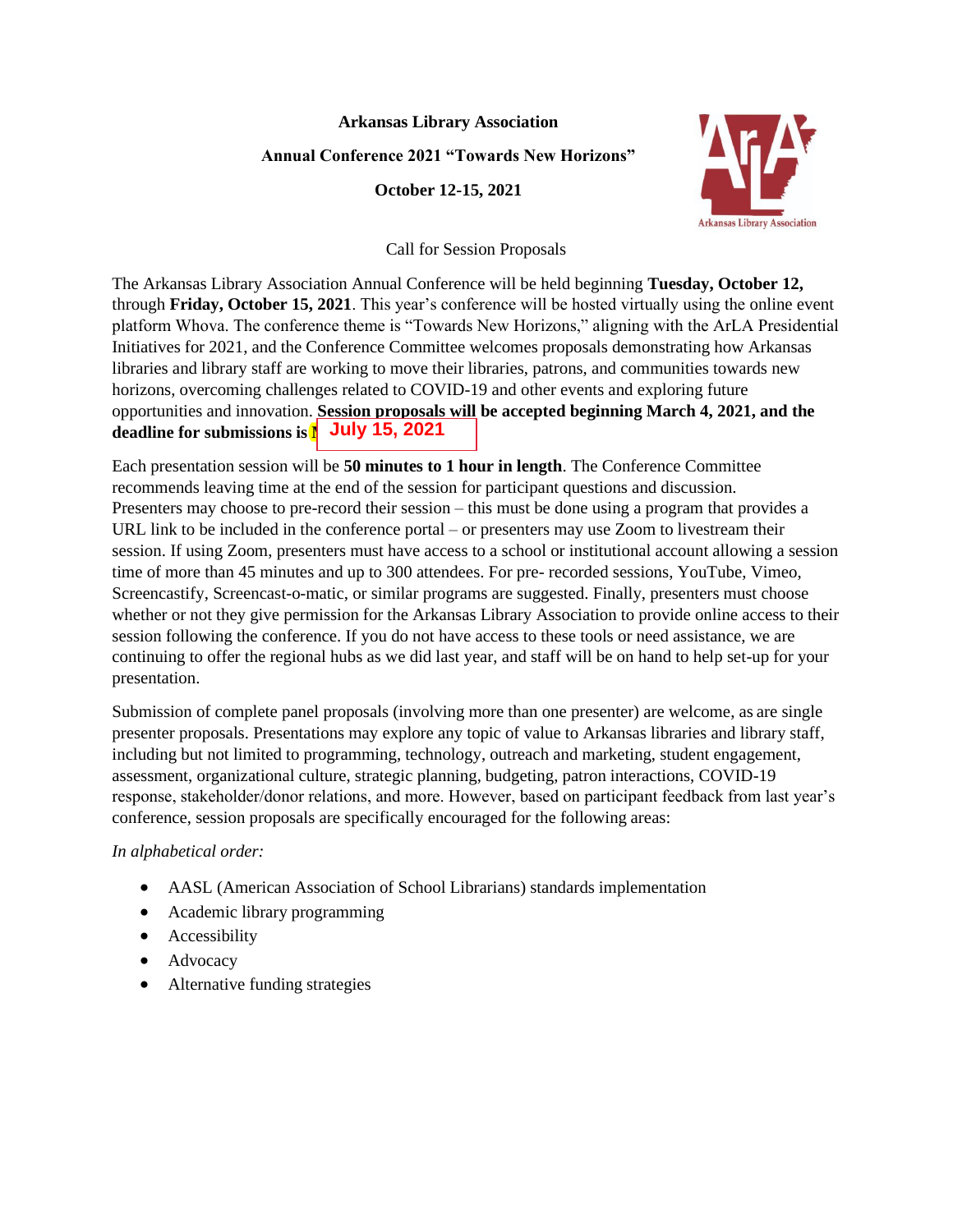**Arkansas Library Association**

**Annual Conference 2021 "Towards New Horizons"**

**October 12-15, 2021**

Call for Session Proposals

The Arkansas Library Association Annual Conference will be held beginning **Tuesday, October 12,** through **Friday, October 15, 2021**. This year's conference will be hosted virtually using the online event platform Whova. The conference theme is "Towards New Horizons," aligning with the ArLA Presidential Initiatives for 2021, and the Conference Committee welcomes proposals demonstrating how Arkansas libraries and library staff are working to move their libraries, patrons, and communities towards new horizons, overcoming challenges related to COVID-19 and other events and exploring future opportunities and innovation. **Session proposals will be accepted beginning March 4, 2021, and the deadline for submissions is July 15, 2021**

Each presentation session will be **50 minutes to 1 hour in length**. The Conference Committee recommends leaving time at the end of the session for participant questions and discussion. Presenters may choose to pre-record their session – this must be done using a program that provides a URL link to be included in the conference portal – or presenters may use Zoom to livestream their session. If using Zoom, presenters must have access to a school or institutional account allowing a session time of more than 45 minutes and up to 300 attendees. For pre- recorded sessions, YouTube, Vimeo, Screencastify, Screencast-o-matic, or similar programs are suggested. Finally, presenters must choose whether or not they give permission for the Arkansas Library Association to provide online access to their session following the conference. If you do not have access to these tools or need assistance, we are continuing to offer the regional hubs as we did last year, and staff will be on hand to help set-up for your presentation.

Submission of complete panel proposals (involving more than one presenter) are welcome, as are single presenter proposals. Presentations may explore any topic of value to Arkansas libraries and library staff, including but not limited to programming, technology, outreach and marketing, student engagement, assessment, organizational culture, strategic planning, budgeting, patron interactions, COVID-19 response, stakeholder/donor relations, and more. However, based on participant feedback from last year's conference, session proposals are specifically encouraged for the following areas:

*In alphabetical order:*

- AASL (American Association of School Librarians) standards implementation
- Academic library programming
- Accessibility
- Advocacy
- Alternative funding strategies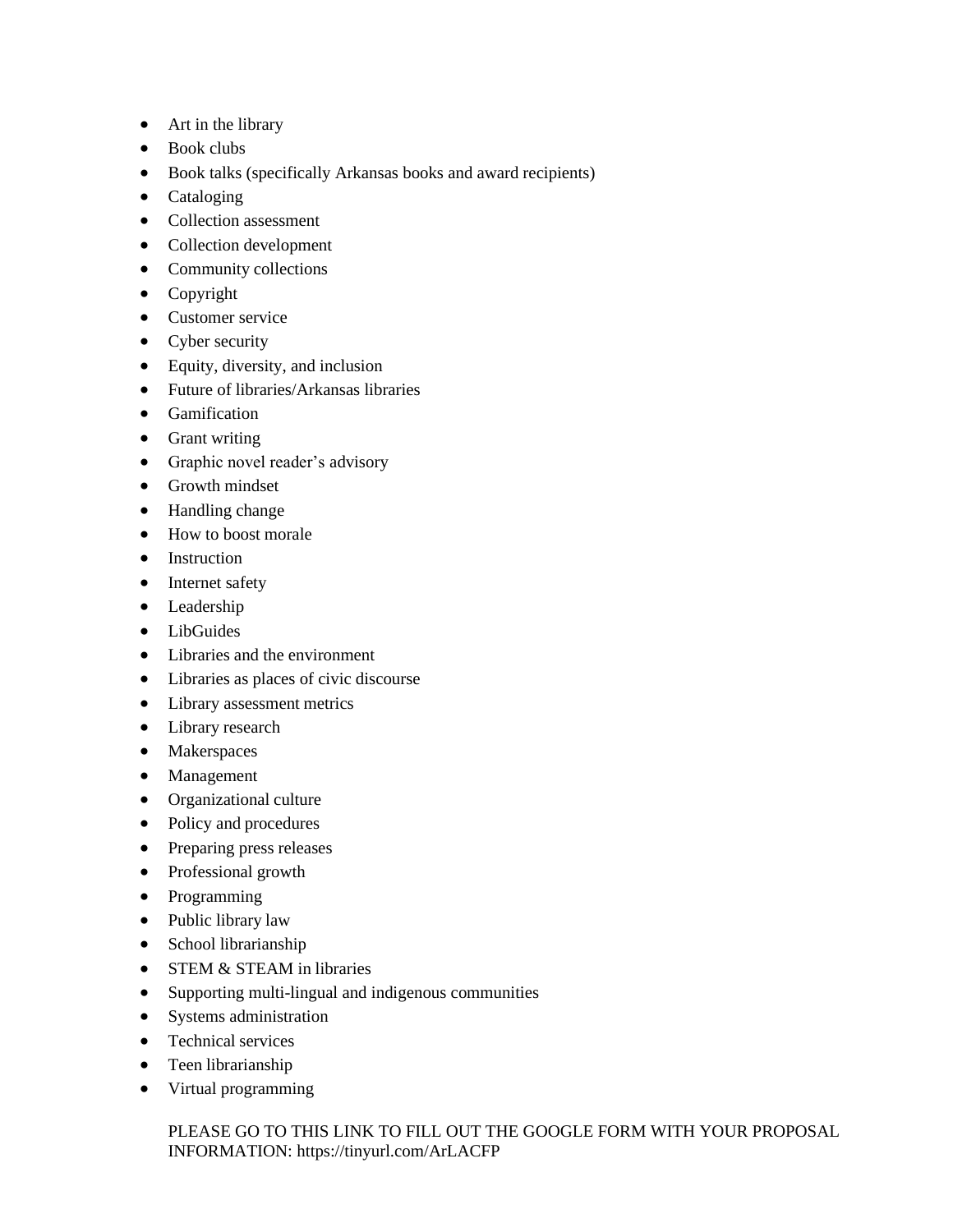- Art in the library
- Book clubs
- Book talks (specifically Arkansas books and award recipients)
- Cataloging
- Collection assessment
- Collection development
- Community collections
- Copyright
- Customer service
- Cyber security
- Equity, diversity, and inclusion
- Future of libraries/Arkansas libraries
- Gamification
- Grant writing
- Graphic novel reader's advisory
- Growth mindset
- Handling change
- How to boost morale
- Instruction
- Internet safety
- Leadership
- LibGuides
- Libraries and the environment
- Libraries as places of civic discourse
- Library assessment metrics
- Library research
- Makerspaces
- Management
- Organizational culture
- Policy and procedures
- Preparing press releases
- Professional growth
- Programming
- Public library law
- School librarianship
- STEM & STEAM in libraries
- Supporting multi-lingual and indigenous communities
- Systems administration
- Technical services
- Teen librarianship
- Virtual programming

PLEASE GO TO THIS LINK TO FILL OUT THE GOOGLE FORM WITH YOUR PROPOSAL INFORMATION: https://tinyurl.com/ArLACFP